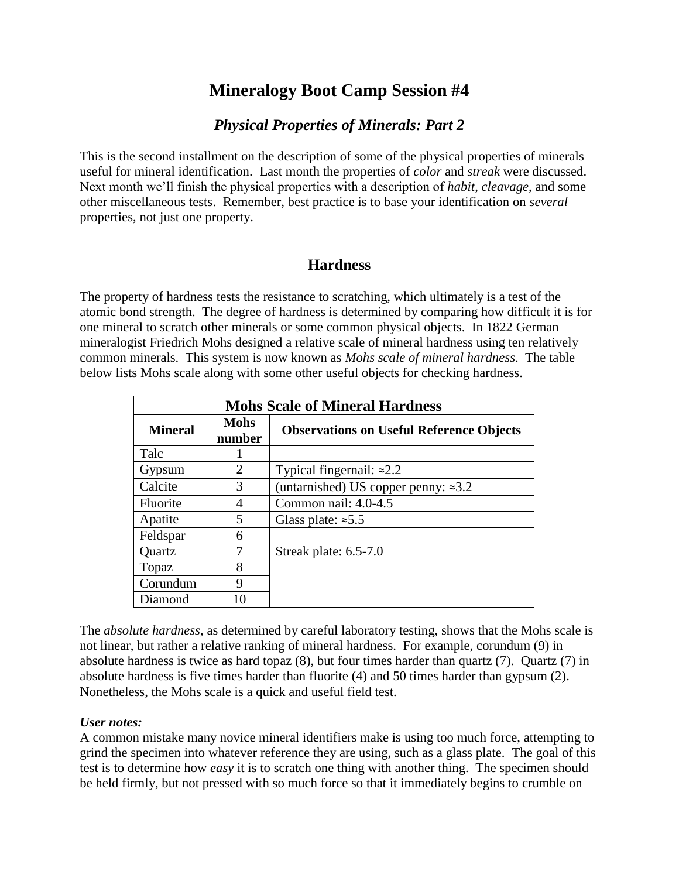# Mineralogy Boot Camp Session #4

## *Physical Properties of Minerals: Part 2*

This is the second installment on the description of some of the physical properties of minerals useful for mineral identification. Last month the properties of *color* and *streak* were discussed. Next month we'll finish the physical properties with a description of *habit*, *cleavage*, and some other miscellaneous tests. Remember, best practice is to base your identification on *several* properties, not just one property.

## Hardness

The property of hardness tests the resistance to scratching, which ultimately is a test of the atomic bond strength. The degree of hardness is determined by comparing how difficult it is for one mineral to scratch other minerals or some common physical objects. In 1822 German mineralogist Friedrich Mohs designed a relative scale of mineral hardness using ten relatively common minerals. This system is now known as *Mohs scale of mineral hardness*. The table below lists Mohs scale along with some other useful objects for checking hardness.

| **Mohs Scale of Mineral Hardness** | | |
|---|---|---|
| **Mineral** | **Mohs number** | **Observations on Useful Reference Objects** |
| Talc | 1 | |
| Gypsum | 2 | Typical fingernail: ≈2.2 |
| Calcite | 3 | (untarnished) US copper penny: ≈3.2 |
| Fluorite | 4 | Common nail: 4.0-4.5 |
| Apatite | 5 | Glass plate: ≈5.5 |
| Feldspar | 6 | |
| Quartz | 7 | Streak plate: 6.5-7.0 |
| Topaz | 8 | |
| Corundum | 9 | |
| Diamond | 10 | |

The *absolute hardness*, as determined by careful laboratory testing, shows that the Mohs scale is not linear, but rather a relative ranking of mineral hardness. For example, corundum (9) in absolute hardness is twice as hard topaz (8), but four times harder than quartz (7). Quartz (7) in absolute hardness is five times harder than fluorite (4) and 50 times harder than gypsum (2). Nonetheless, the Mohs scale is a quick and useful field test.

***User notes:***
A common mistake many novice mineral identifiers make is using too much force, attempting to grind the specimen into whatever reference they are using, such as a glass plate. The goal of this test is to determine how *easy* it is to scratch one thing with another thing. The specimen should be held firmly, but not pressed with so much force so that it immediately begins to crumble on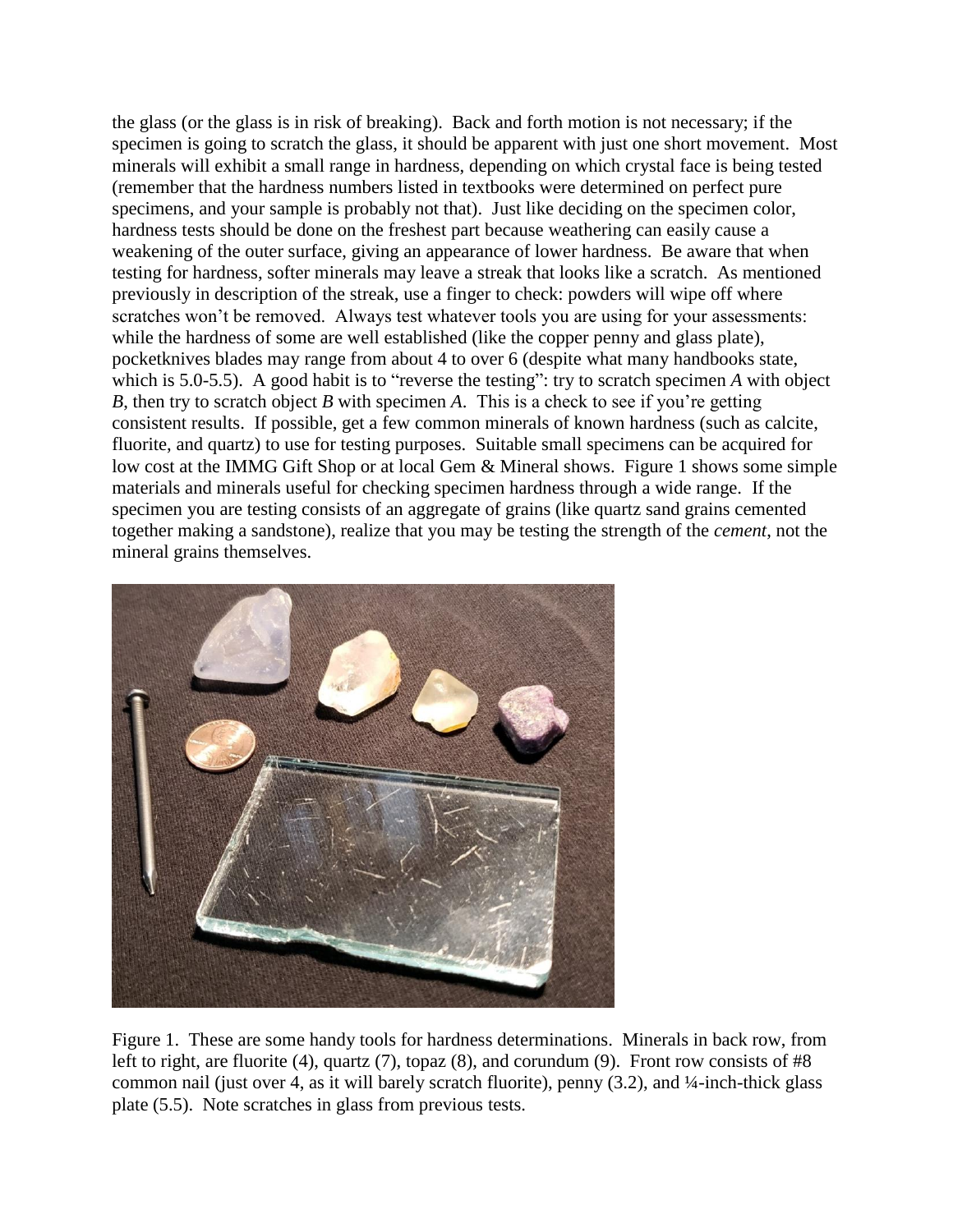the glass (or the glass is in risk of breaking). Back and forth motion is not necessary; if the specimen is going to scratch the glass, it should be apparent with just one short movement. Most minerals will exhibit a small range in hardness, depending on which crystal face is being tested (remember that the hardness numbers listed in textbooks were determined on perfect pure specimens, and your sample is probably not that). Just like deciding on the specimen color, hardness tests should be done on the freshest part because weathering can easily cause a weakening of the outer surface, giving an appearance of lower hardness. Be aware that when testing for hardness, softer minerals may leave a streak that looks like a scratch. As mentioned previously in description of the streak, use a finger to check: powders will wipe off where scratches won't be removed. Always test whatever tools you are using for your assessments: while the hardness of some are well established (like the copper penny and glass plate), pocketknives blades may range from about 4 to over 6 (despite what many handbooks state, which is 5.0-5.5). A good habit is to "reverse the testing": try to scratch specimen *A* with object *B*, then try to scratch object *B* with specimen *A*. This is a check to see if you're getting consistent results. If possible, get a few common minerals of known hardness (such as calcite, fluorite, and quartz) to use for testing purposes. Suitable small specimens can be acquired for low cost at the IMMG Gift Shop or at local Gem & Mineral shows. Figure 1 shows some simple materials and minerals useful for checking specimen hardness through a wide range. If the specimen you are testing consists of an aggregate of grains (like quartz sand grains cemented together making a sandstone), realize that you may be testing the strength of the *cement*, not the mineral grains themselves.

Figure 1. These are some handy tools for hardness determinations. Minerals in back row, from left to right, are fluorite (4), quartz (7), topaz (8), and corundum (9). Front row consists of #8 common nail (just over 4, as it will barely scratch fluorite), penny (3.2), and ¼-inch-thick glass plate (5.5). Note scratches in glass from previous tests.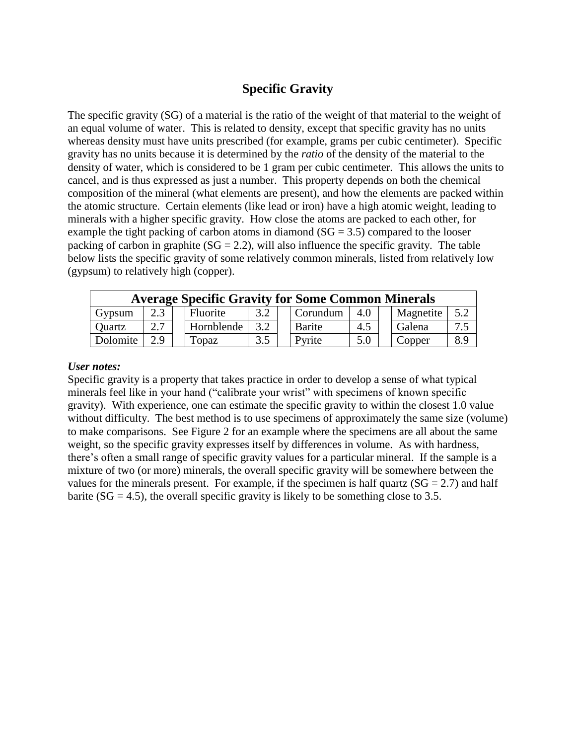# Specific Gravity

The specific gravity (SG) of a material is the ratio of the weight of that material to the weight of an equal volume of water. This is related to density, except that specific gravity has no units whereas density must have units prescribed (for example, grams per cubic centimeter). Specific gravity has no units because it is determined by the *ratio* of the density of the material to the density of water, which is considered to be 1 gram per cubic centimeter. This allows the units to cancel, and is thus expressed as just a number. This property depends on both the chemical composition of the mineral (what elements are present), and how the elements are packed within the atomic structure. Certain elements (like lead or iron) have a high atomic weight, leading to minerals with a higher specific gravity. How close the atoms are packed to each other, for example the tight packing of carbon atoms in diamond (SG = 3.5) compared to the looser packing of carbon in graphite (SG = 2.2), will also influence the specific gravity. The table below lists the specific gravity of some relatively common minerals, listed from relatively low (gypsum) to relatively high (copper).

| **Average Specific Gravity for Some Common Minerals** | | | | | | | | | | |
|---|---|---|---|---|---|---|---|---|---|---|
| Gypsum | 2.3 | | Fluorite | 3.2 | | Corundum | 4.0 | | Magnetite | 5.2 |
| Quartz | 2.7 | | Hornblende | 3.2 | | Barite | 4.5 | | Galena | 7.5 |
| Dolomite | 2.9 | | Topaz | 3.5 | | Pyrite | 5.0 | | Copper | 8.9 |

***User notes:***

Specific gravity is a property that takes practice in order to develop a sense of what typical minerals feel like in your hand ("calibrate your wrist" with specimens of known specific gravity). With experience, one can estimate the specific gravity to within the closest 1.0 value without difficulty. The best method is to use specimens of approximately the same size (volume) to make comparisons. See Figure 2 for an example where the specimens are all about the same weight, so the specific gravity expresses itself by differences in volume. As with hardness, there's often a small range of specific gravity values for a particular mineral. If the sample is a mixture of two (or more) minerals, the overall specific gravity will be somewhere between the values for the minerals present. For example, if the specimen is half quartz (SG = 2.7) and half barite (SG = 4.5), the overall specific gravity is likely to be something close to 3.5.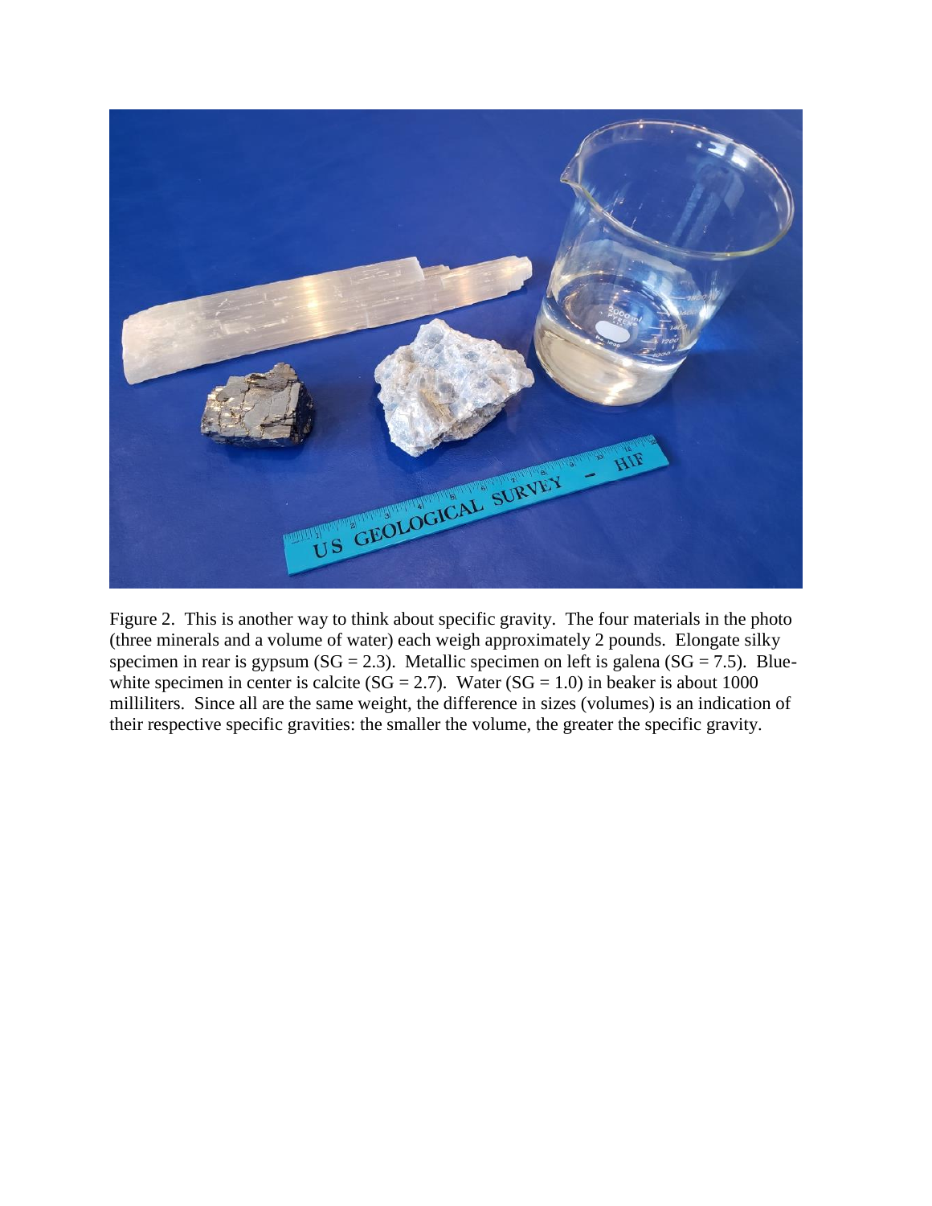Figure 2. This is another way to think about specific gravity. The four materials in the photo (three minerals and a volume of water) each weigh approximately 2 pounds. Elongate silky specimen in rear is gypsum (SG = 2.3). Metallic specimen on left is galena (SG = 7.5). Blue-white specimen in center is calcite (SG = 2.7). Water (SG = 1.0) in beaker is about 1000 milliliters. Since all are the same weight, the difference in sizes (volumes) is an indication of their respective specific gravities: the smaller the volume, the greater the specific gravity.